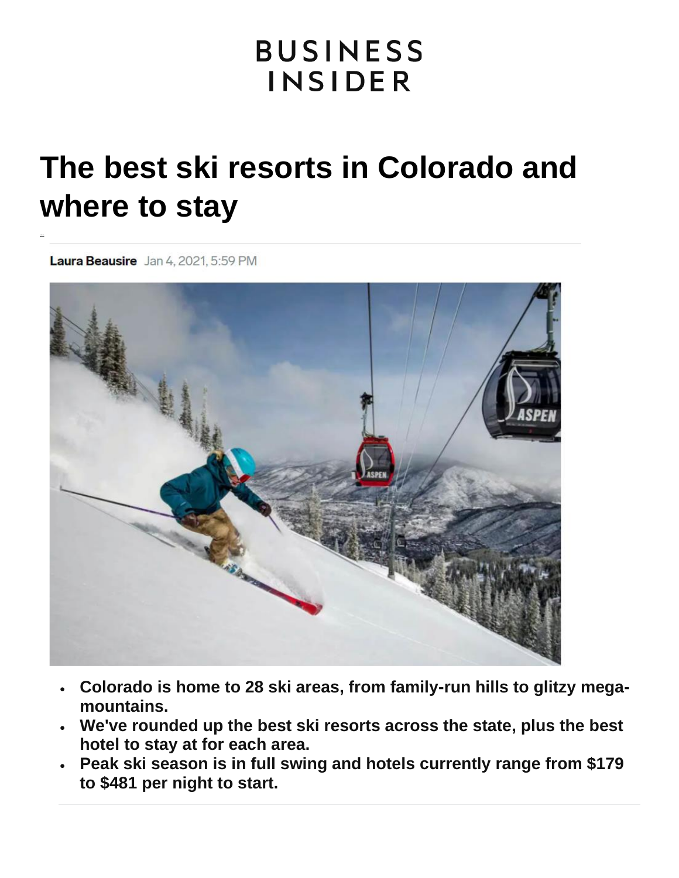# BUSINESS INSIDER

# The best ski resorts in Colorado and where to stay

**Laura Beausire** Jan 4, 2021, 5:59 PM

- **Colorado is home to 28 ski areas, from family-run hills to glitzy mega-mountains.**
- **We've rounded up the best ski resorts across the state, plus the best hotel to stay at for each area.**
- **Peak ski season is in full swing and hotels currently range from $179 to $481 per night to start.**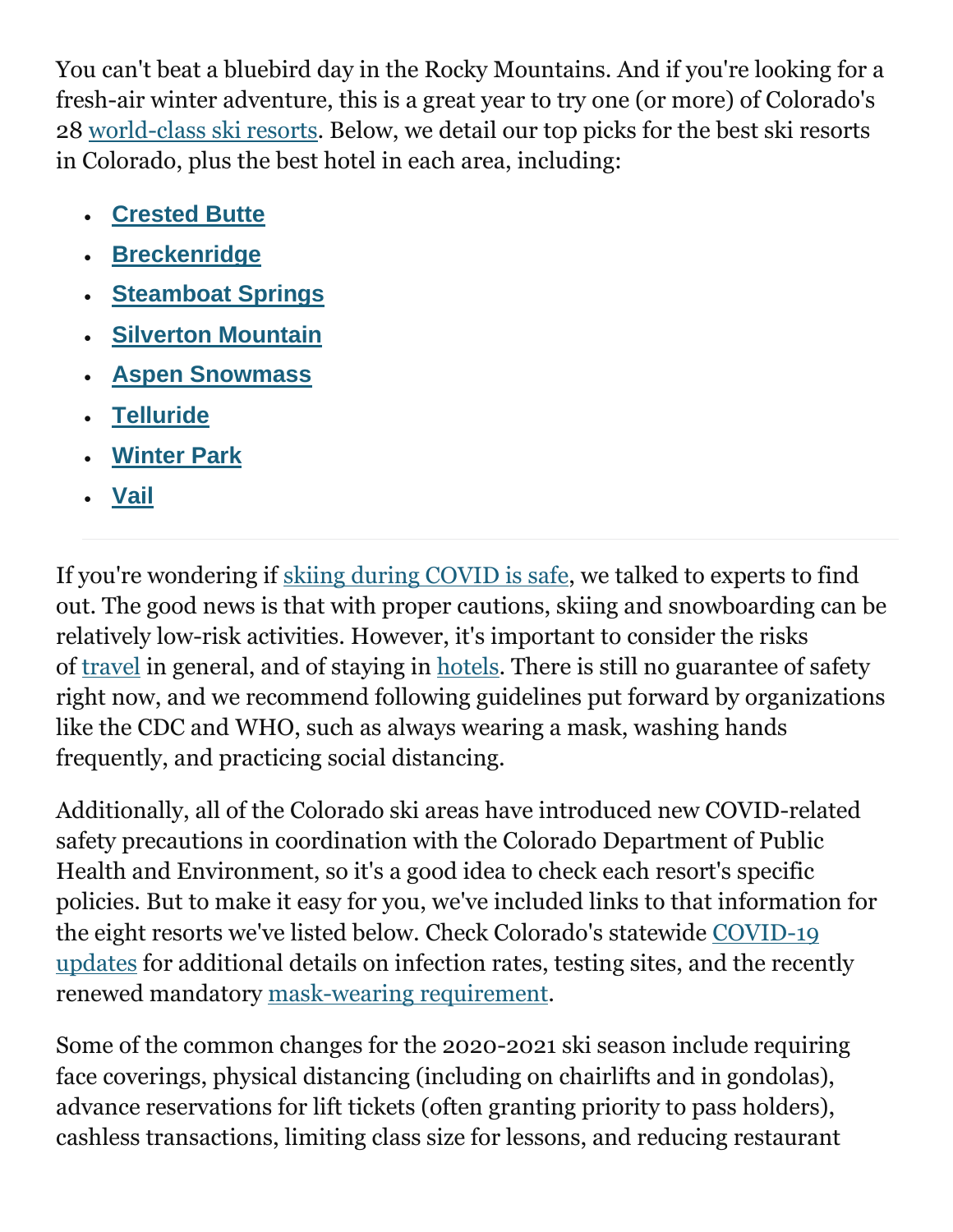You can't beat a bluebird day in the Rocky Mountains. And if you're looking for a fresh-air winter adventure, this is a great year to try one (or more) of Colorado's 28 world-class ski resorts. Below, we detail our top picks for the best ski resorts in Colorado, plus the best hotel in each area, including:

- **Crested Butte**
- **Breckenridge**
- **Steamboat Springs**
- **Silverton Mountain**
- **Aspen Snowmass**
- **Telluride**
- **Winter Park**
- **Vail**

---

If you're wondering if skiing during COVID is safe, we talked to experts to find out. The good news is that with proper cautions, skiing and snowboarding can be relatively low-risk activities. However, it's important to consider the risks of travel in general, and of staying in hotels. There is still no guarantee of safety right now, and we recommend following guidelines put forward by organizations like the CDC and WHO, such as always wearing a mask, washing hands frequently, and practicing social distancing.

Additionally, all of the Colorado ski areas have introduced new COVID-related safety precautions in coordination with the Colorado Department of Public Health and Environment, so it's a good idea to check each resort's specific policies. But to make it easy for you, we've included links to that information for the eight resorts we've listed below. Check Colorado's statewide COVID-19 updates for additional details on infection rates, testing sites, and the recently renewed mandatory mask-wearing requirement.

Some of the common changes for the 2020-2021 ski season include requiring face coverings, physical distancing (including on chairlifts and in gondolas), advance reservations for lift tickets (often granting priority to pass holders), cashless transactions, limiting class size for lessons, and reducing restaurant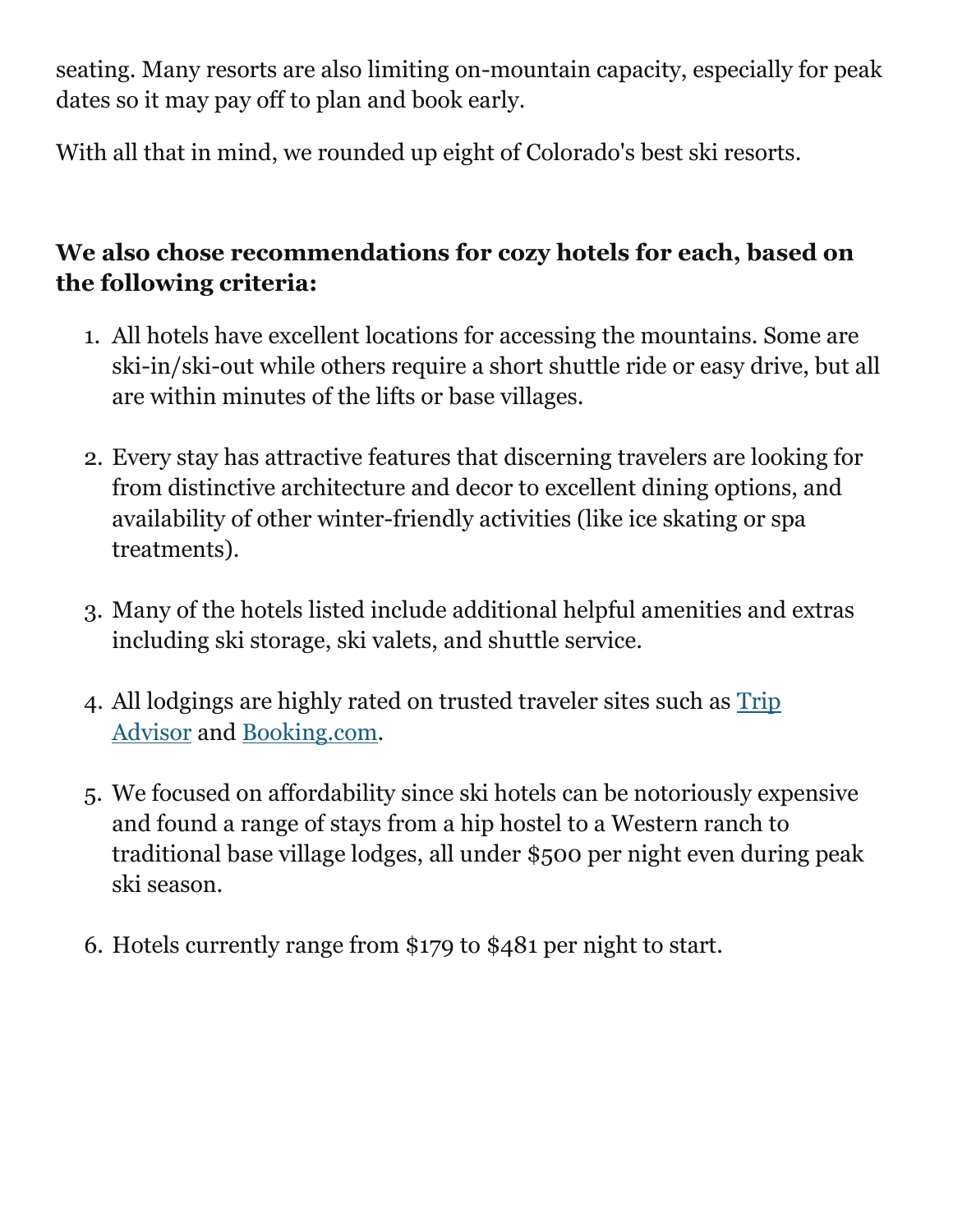seating. Many resorts are also limiting on-mountain capacity, especially for peak dates so it may pay off to plan and book early.

With all that in mind, we rounded up eight of Colorado's best ski resorts.

**We also chose recommendations for cozy hotels for each, based on the following criteria:**

1. All hotels have excellent locations for accessing the mountains. Some are ski-in/ski-out while others require a short shuttle ride or easy drive, but all are within minutes of the lifts or base villages.

2. Every stay has attractive features that discerning travelers are looking for from distinctive architecture and decor to excellent dining options, and availability of other winter-friendly activities (like ice skating or spa treatments).

3. Many of the hotels listed include additional helpful amenities and extras including ski storage, ski valets, and shuttle service.

4. All lodgings are highly rated on trusted traveler sites such as [Trip Advisor]() and [Booking.com]().

5. We focused on affordability since ski hotels can be notoriously expensive and found a range of stays from a hip hostel to a Western ranch to traditional base village lodges, all under $500 per night even during peak ski season.

6. Hotels currently range from $179 to $481 per night to start.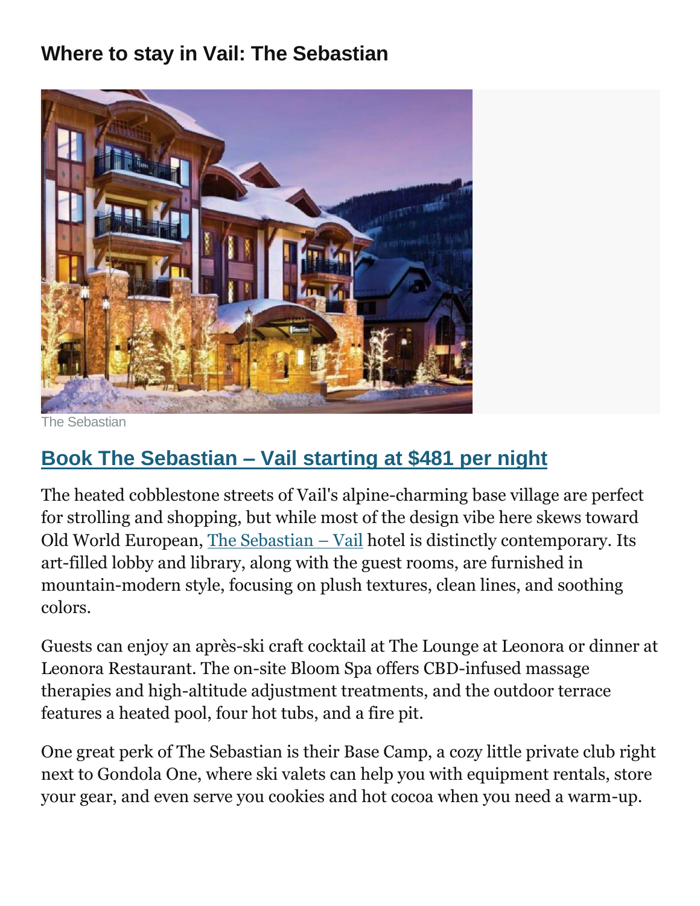## Where to stay in Vail: The Sebastian

The Sebastian

### Book The Sebastian – Vail starting at $481 per night

The heated cobblestone streets of Vail's alpine-charming base village are perfect for strolling and shopping, but while most of the design vibe here skews toward Old World European, The Sebastian – Vail hotel is distinctly contemporary. Its art-filled lobby and library, along with the guest rooms, are furnished in mountain-modern style, focusing on plush textures, clean lines, and soothing colors.

Guests can enjoy an après-ski craft cocktail at The Lounge at Leonora or dinner at Leonora Restaurant. The on-site Bloom Spa offers CBD-infused massage therapies and high-altitude adjustment treatments, and the outdoor terrace features a heated pool, four hot tubs, and a fire pit.

One great perk of The Sebastian is their Base Camp, a cozy little private club right next to Gondola One, where ski valets can help you with equipment rentals, store your gear, and even serve you cookies and hot cocoa when you need a warm-up.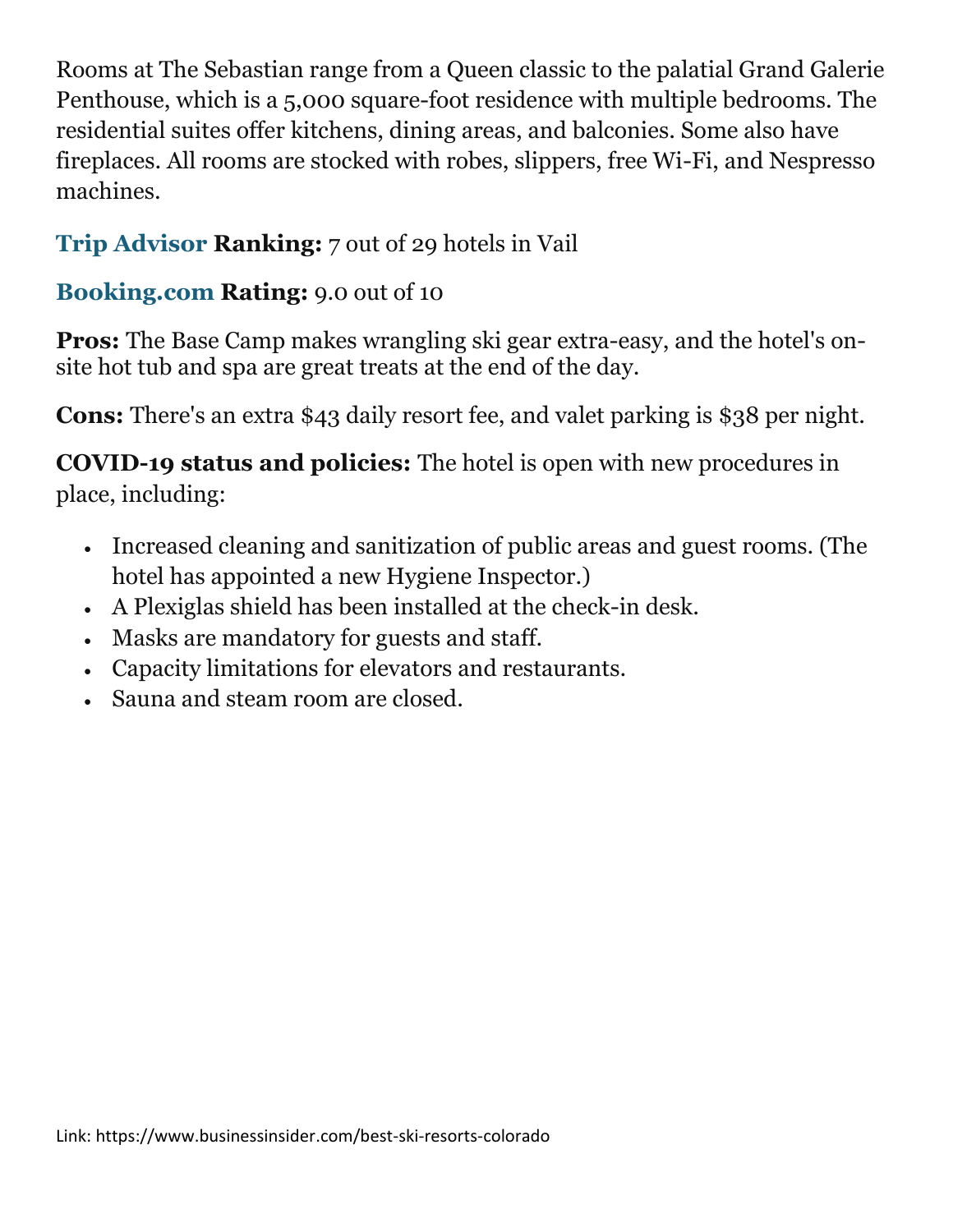Rooms at The Sebastian range from a Queen classic to the palatial Grand Galerie Penthouse, which is a 5,000 square-foot residence with multiple bedrooms. The residential suites offer kitchens, dining areas, and balconies. Some also have fireplaces. All rooms are stocked with robes, slippers, free Wi-Fi, and Nespresso machines.

**Trip Advisor Ranking:** 7 out of 29 hotels in Vail

**Booking.com Rating:** 9.0 out of 10

**Pros:** The Base Camp makes wrangling ski gear extra-easy, and the hotel's on-site hot tub and spa are great treats at the end of the day.

**Cons:** There's an extra $43 daily resort fee, and valet parking is $38 per night.

**COVID-19 status and policies:** The hotel is open with new procedures in place, including:

- Increased cleaning and sanitization of public areas and guest rooms. (The hotel has appointed a new Hygiene Inspector.)
- A Plexiglas shield has been installed at the check-in desk.
- Masks are mandatory for guests and staff.
- Capacity limitations for elevators and restaurants.
- Sauna and steam room are closed.

Link: https://www.businessinsider.com/best-ski-resorts-colorado